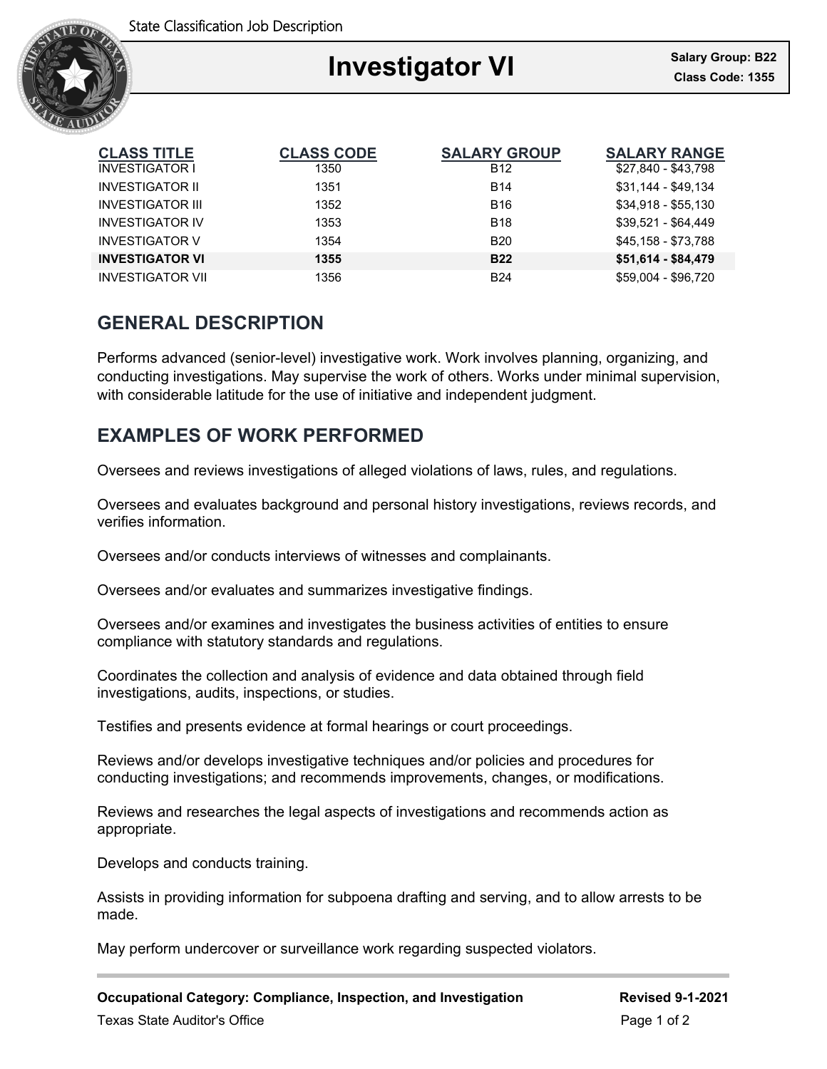State Classification Job Description

# Investigator VI

**Salary Group: B22**
**Class Code: 1355**

| CLASS TITLE | CLASS CODE | SALARY GROUP | SALARY RANGE |
|---|---|---|---|
| INVESTIGATOR I | 1350 | B12 | $27,840 - $43,798 |
| INVESTIGATOR II | 1351 | B14 | $31,144 - $49,134 |
| INVESTIGATOR III | 1352 | B16 | $34,918 - $55,130 |
| INVESTIGATOR IV | 1353 | B18 | $39,521 - $64,449 |
| INVESTIGATOR V | 1354 | B20 | $45,158 - $73,788 |
| **INVESTIGATOR VI** | **1355** | **B22** | **$51,614 - $84,479** |
| INVESTIGATOR VII | 1356 | B24 | $59,004 - $96,720 |

## GENERAL DESCRIPTION

Performs advanced (senior-level) investigative work. Work involves planning, organizing, and conducting investigations. May supervise the work of others. Works under minimal supervision, with considerable latitude for the use of initiative and independent judgment.

## EXAMPLES OF WORK PERFORMED

Oversees and reviews investigations of alleged violations of laws, rules, and regulations.

Oversees and evaluates background and personal history investigations, reviews records, and verifies information.

Oversees and/or conducts interviews of witnesses and complainants.

Oversees and/or evaluates and summarizes investigative findings.

Oversees and/or examines and investigates the business activities of entities to ensure compliance with statutory standards and regulations.

Coordinates the collection and analysis of evidence and data obtained through field investigations, audits, inspections, or studies.

Testifies and presents evidence at formal hearings or court proceedings.

Reviews and/or develops investigative techniques and/or policies and procedures for conducting investigations; and recommends improvements, changes, or modifications.

Reviews and researches the legal aspects of investigations and recommends action as appropriate.

Develops and conducts training.

Assists in providing information for subpoena drafting and serving, and to allow arrests to be made.

May perform undercover or surveillance work regarding suspected violators.

**Occupational Category: Compliance, Inspection, and Investigation** **Revised 9-1-2021**

Texas State Auditor's Office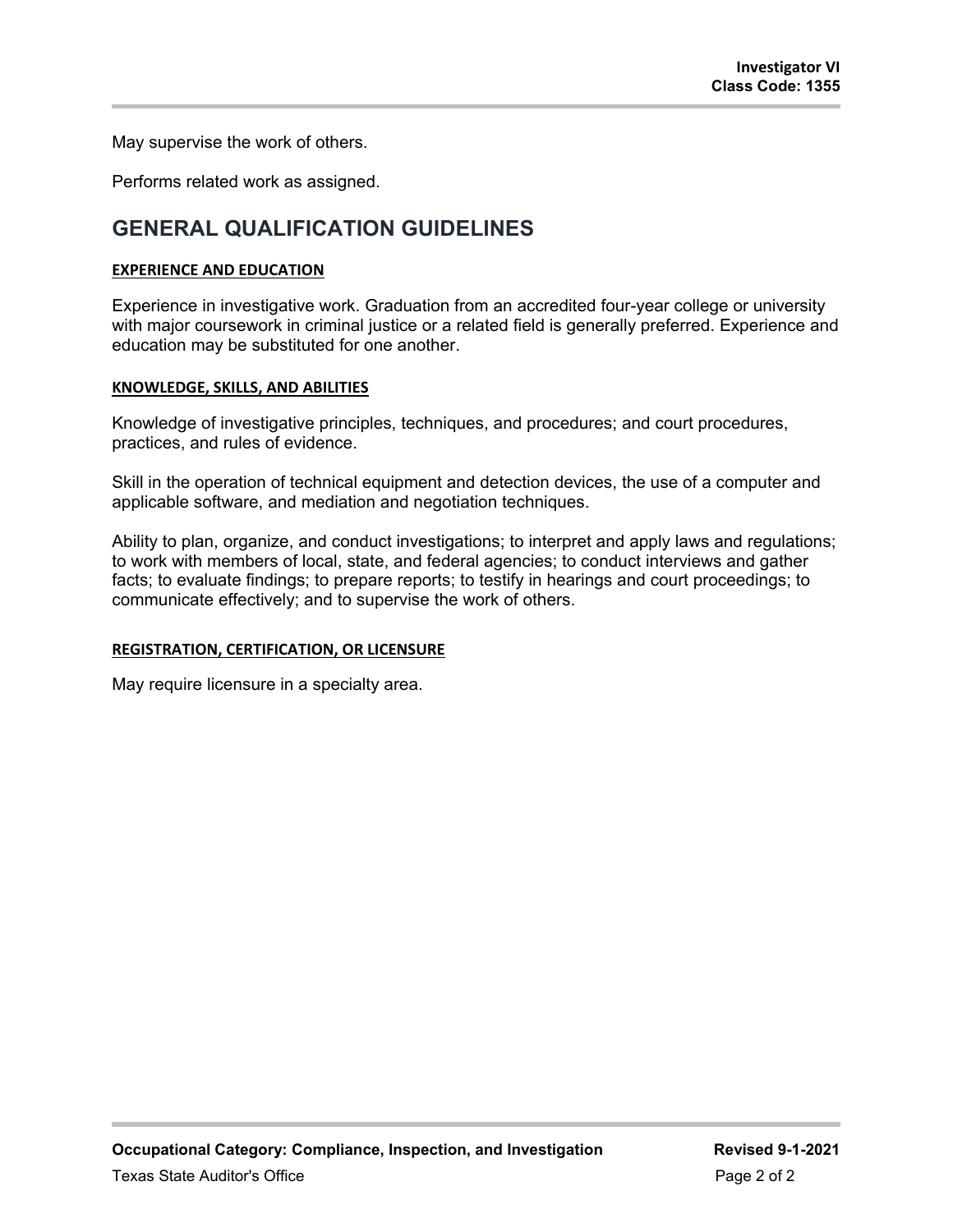May supervise the work of others.

Performs related work as assigned.

## GENERAL QUALIFICATION GUIDELINES

### EXPERIENCE AND EDUCATION

Experience in investigative work. Graduation from an accredited four-year college or university with major coursework in criminal justice or a related field is generally preferred. Experience and education may be substituted for one another.

### KNOWLEDGE, SKILLS, AND ABILITIES

Knowledge of investigative principles, techniques, and procedures; and court procedures, practices, and rules of evidence.

Skill in the operation of technical equipment and detection devices, the use of a computer and applicable software, and mediation and negotiation techniques.

Ability to plan, organize, and conduct investigations; to interpret and apply laws and regulations; to work with members of local, state, and federal agencies; to conduct interviews and gather facts; to evaluate findings; to prepare reports; to testify in hearings and court proceedings; to communicate effectively; and to supervise the work of others.

### REGISTRATION, CERTIFICATION, OR LICENSURE

May require licensure in a specialty area.